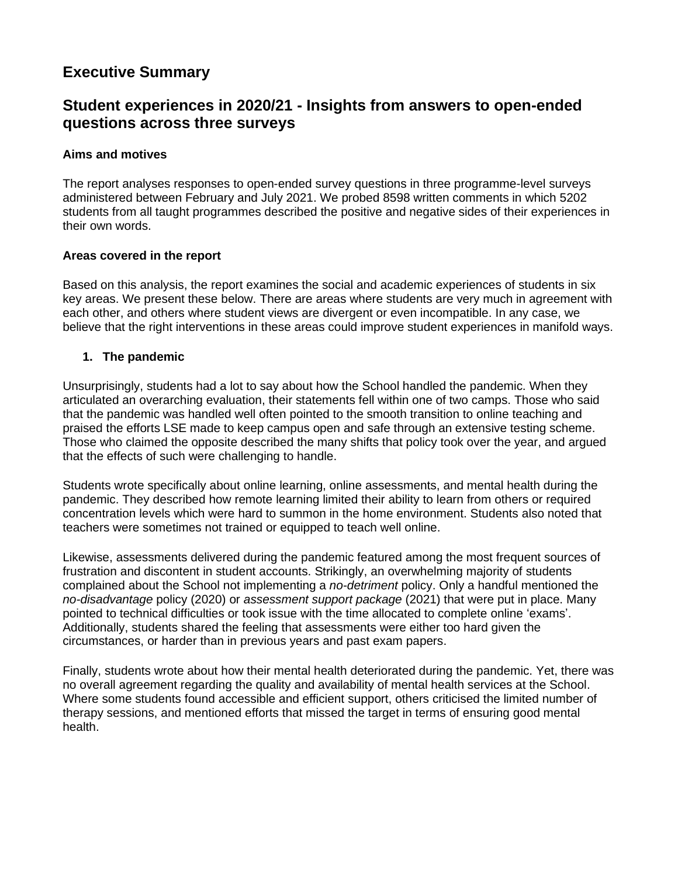# Executive Summary

## Student experiences in 2020/21 - Insights from answers to open-ended questions across three surveys

**Aims and motives**

The report analyses responses to open-ended survey questions in three programme-level surveys administered between February and July 2021. We probed 8598 written comments in which 5202 students from all taught programmes described the positive and negative sides of their experiences in their own words.

**Areas covered in the report**

Based on this analysis, the report examines the social and academic experiences of students in six key areas. We present these below. There are areas where students are very much in agreement with each other, and others where student views are divergent or even incompatible. In any case, we believe that the right interventions in these areas could improve student experiences in manifold ways.

1. **The pandemic**

Unsurprisingly, students had a lot to say about how the School handled the pandemic. When they articulated an overarching evaluation, their statements fell within one of two camps. Those who said that the pandemic was handled well often pointed to the smooth transition to online teaching and praised the efforts LSE made to keep campus open and safe through an extensive testing scheme. Those who claimed the opposite described the many shifts that policy took over the year, and argued that the effects of such were challenging to handle.

Students wrote specifically about online learning, online assessments, and mental health during the pandemic. They described how remote learning limited their ability to learn from others or required concentration levels which were hard to summon in the home environment. Students also noted that teachers were sometimes not trained or equipped to teach well online.

Likewise, assessments delivered during the pandemic featured among the most frequent sources of frustration and discontent in student accounts. Strikingly, an overwhelming majority of students complained about the School not implementing a *no-detriment* policy. Only a handful mentioned the *no-disadvantage* policy (2020) or *assessment support package* (2021) that were put in place. Many pointed to technical difficulties or took issue with the time allocated to complete online 'exams'. Additionally, students shared the feeling that assessments were either too hard given the circumstances, or harder than in previous years and past exam papers.

Finally, students wrote about how their mental health deteriorated during the pandemic. Yet, there was no overall agreement regarding the quality and availability of mental health services at the School. Where some students found accessible and efficient support, others criticised the limited number of therapy sessions, and mentioned efforts that missed the target in terms of ensuring good mental health.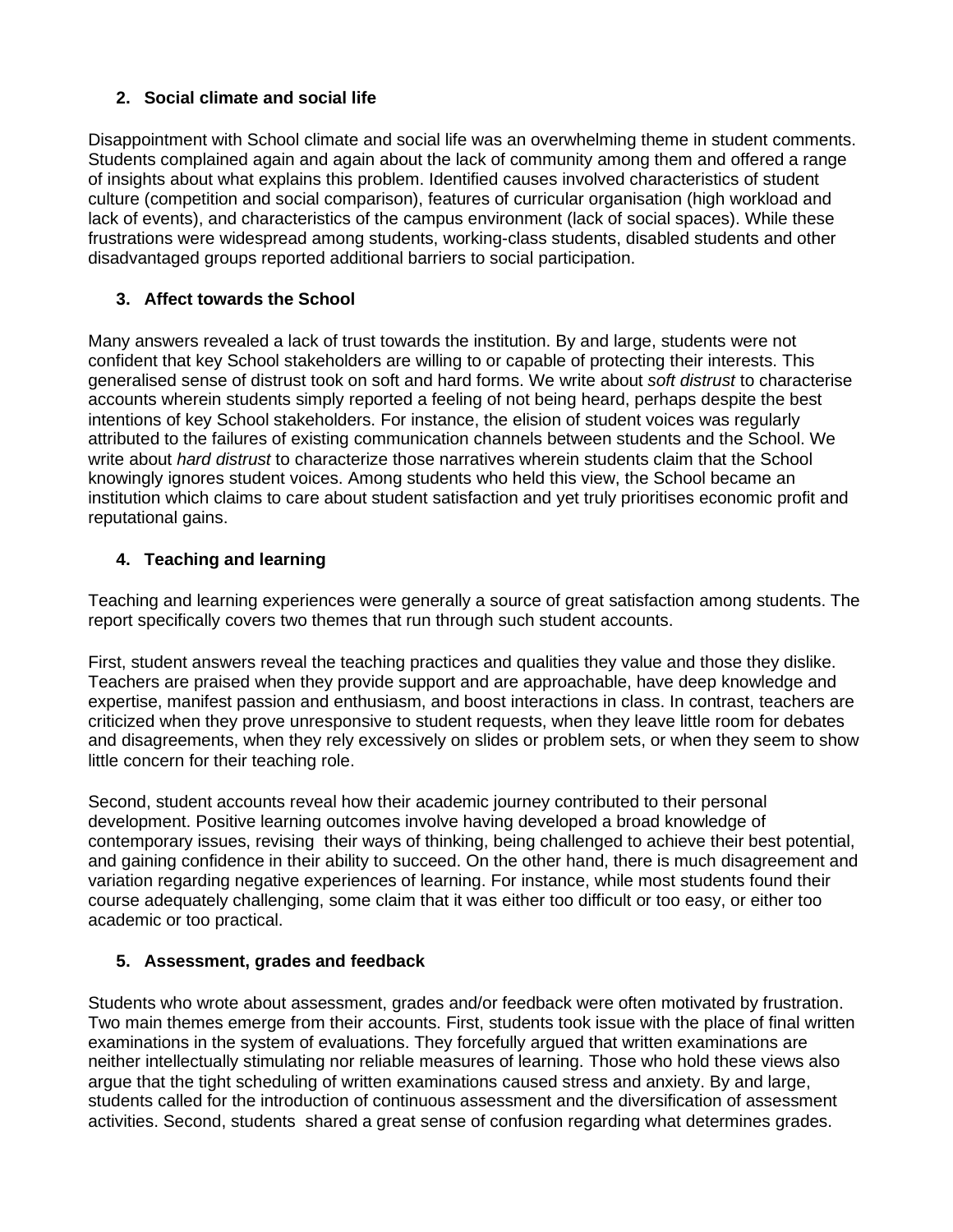## 2. Social climate and social life

Disappointment with School climate and social life was an overwhelming theme in student comments. Students complained again and again about the lack of community among them and offered a range of insights about what explains this problem. Identified causes involved characteristics of student culture (competition and social comparison), features of curricular organisation (high workload and lack of events), and characteristics of the campus environment (lack of social spaces). While these frustrations were widespread among students, working-class students, disabled students and other disadvantaged groups reported additional barriers to social participation.

## 3. Affect towards the School

Many answers revealed a lack of trust towards the institution. By and large, students were not confident that key School stakeholders are willing to or capable of protecting their interests. This generalised sense of distrust took on soft and hard forms. We write about *soft distrust* to characterise accounts wherein students simply reported a feeling of not being heard, perhaps despite the best intentions of key School stakeholders. For instance, the elision of student voices was regularly attributed to the failures of existing communication channels between students and the School. We write about *hard distrust* to characterize those narratives wherein students claim that the School knowingly ignores student voices. Among students who held this view, the School became an institution which claims to care about student satisfaction and yet truly prioritises economic profit and reputational gains.

## 4. Teaching and learning

Teaching and learning experiences were generally a source of great satisfaction among students. The report specifically covers two themes that run through such student accounts.

First, student answers reveal the teaching practices and qualities they value and those they dislike. Teachers are praised when they provide support and are approachable, have deep knowledge and expertise, manifest passion and enthusiasm, and boost interactions in class. In contrast, teachers are criticized when they prove unresponsive to student requests, when they leave little room for debates and disagreements, when they rely excessively on slides or problem sets, or when they seem to show little concern for their teaching role.

Second, student accounts reveal how their academic journey contributed to their personal development. Positive learning outcomes involve having developed a broad knowledge of contemporary issues, revising their ways of thinking, being challenged to achieve their best potential, and gaining confidence in their ability to succeed. On the other hand, there is much disagreement and variation regarding negative experiences of learning. For instance, while most students found their course adequately challenging, some claim that it was either too difficult or too easy, or either too academic or too practical.

## 5. Assessment, grades and feedback

Students who wrote about assessment, grades and/or feedback were often motivated by frustration. Two main themes emerge from their accounts. First, students took issue with the place of final written examinations in the system of evaluations. They forcefully argued that written examinations are neither intellectually stimulating nor reliable measures of learning. Those who hold these views also argue that the tight scheduling of written examinations caused stress and anxiety. By and large, students called for the introduction of continuous assessment and the diversification of assessment activities. Second, students shared a great sense of confusion regarding what determines grades.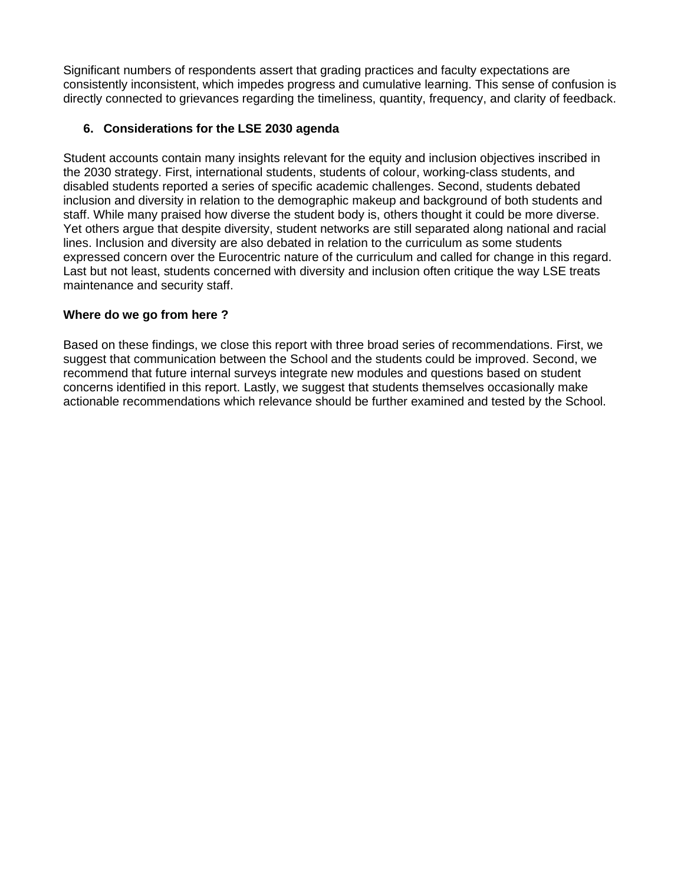Significant numbers of respondents assert that grading practices and faculty expectations are consistently inconsistent, which impedes progress and cumulative learning. This sense of confusion is directly connected to grievances regarding the timeliness, quantity, frequency, and clarity of feedback.

## 6. Considerations for the LSE 2030 agenda

Student accounts contain many insights relevant for the equity and inclusion objectives inscribed in the 2030 strategy. First, international students, students of colour, working-class students, and disabled students reported a series of specific academic challenges. Second, students debated inclusion and diversity in relation to the demographic makeup and background of both students and staff. While many praised how diverse the student body is, others thought it could be more diverse. Yet others argue that despite diversity, student networks are still separated along national and racial lines. Inclusion and diversity are also debated in relation to the curriculum as some students expressed concern over the Eurocentric nature of the curriculum and called for change in this regard. Last but not least, students concerned with diversity and inclusion often critique the way LSE treats maintenance and security staff.

## Where do we go from here ?

Based on these findings, we close this report with three broad series of recommendations. First, we suggest that communication between the School and the students could be improved. Second, we recommend that future internal surveys integrate new modules and questions based on student concerns identified in this report. Lastly, we suggest that students themselves occasionally make actionable recommendations which relevance should be further examined and tested by the School.